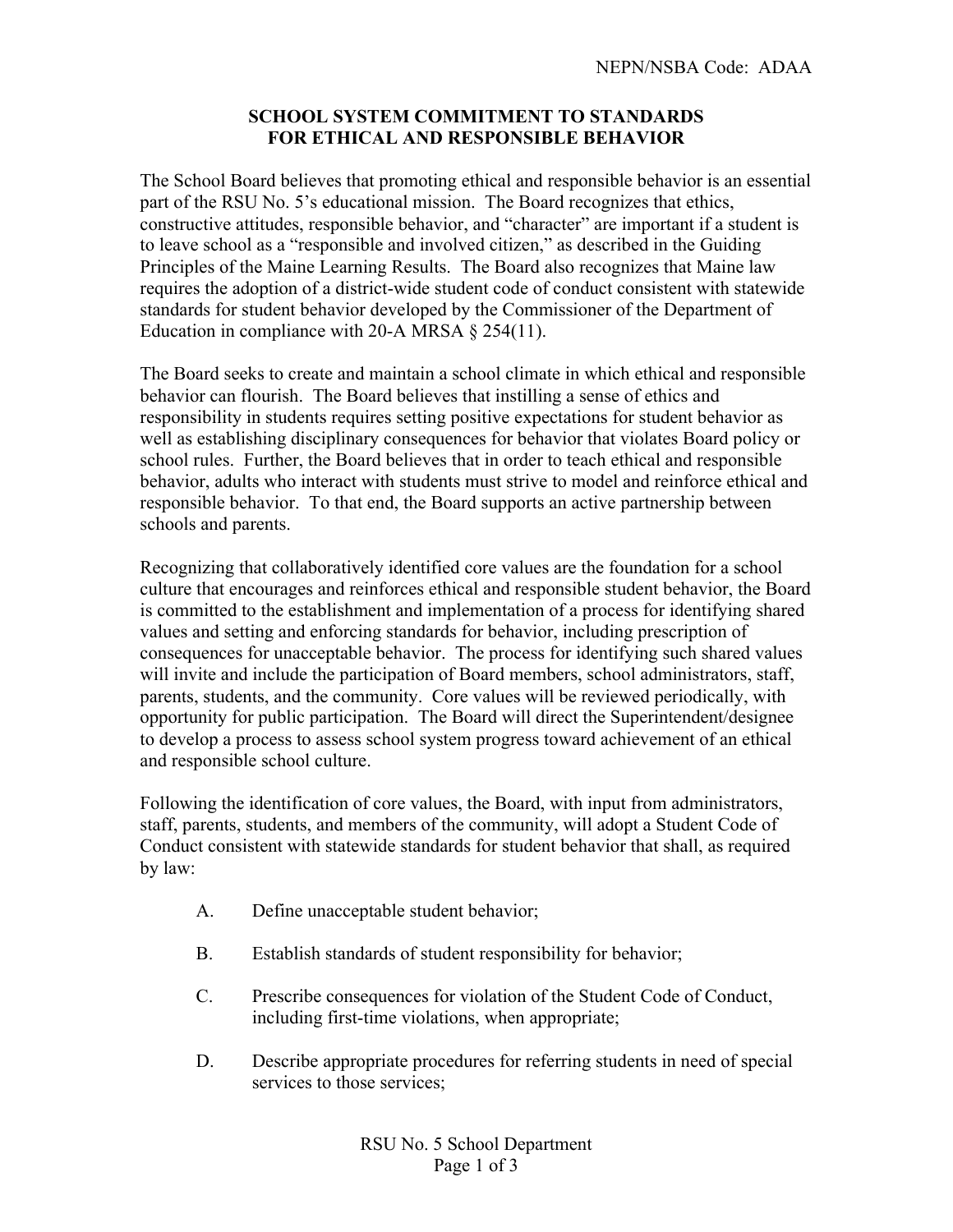NEPN/NSBA Code: ADAA

# SCHOOL SYSTEM COMMITMENT TO STANDARDS FOR ETHICAL AND RESPONSIBLE BEHAVIOR

The School Board believes that promoting ethical and responsible behavior is an essential part of the RSU No. 5's educational mission. The Board recognizes that ethics, constructive attitudes, responsible behavior, and "character" are important if a student is to leave school as a "responsible and involved citizen," as described in the Guiding Principles of the Maine Learning Results. The Board also recognizes that Maine law requires the adoption of a district-wide student code of conduct consistent with statewide standards for student behavior developed by the Commissioner of the Department of Education in compliance with 20-A MRSA § 254(11).

The Board seeks to create and maintain a school climate in which ethical and responsible behavior can flourish. The Board believes that instilling a sense of ethics and responsibility in students requires setting positive expectations for student behavior as well as establishing disciplinary consequences for behavior that violates Board policy or school rules. Further, the Board believes that in order to teach ethical and responsible behavior, adults who interact with students must strive to model and reinforce ethical and responsible behavior. To that end, the Board supports an active partnership between schools and parents.

Recognizing that collaboratively identified core values are the foundation for a school culture that encourages and reinforces ethical and responsible student behavior, the Board is committed to the establishment and implementation of a process for identifying shared values and setting and enforcing standards for behavior, including prescription of consequences for unacceptable behavior. The process for identifying such shared values will invite and include the participation of Board members, school administrators, staff, parents, students, and the community. Core values will be reviewed periodically, with opportunity for public participation. The Board will direct the Superintendent/designee to develop a process to assess school system progress toward achievement of an ethical and responsible school culture.

Following the identification of core values, the Board, with input from administrators, staff, parents, students, and members of the community, will adopt a Student Code of Conduct consistent with statewide standards for student behavior that shall, as required by law:

A. Define unacceptable student behavior;

B. Establish standards of student responsibility for behavior;

C. Prescribe consequences for violation of the Student Code of Conduct, including first-time violations, when appropriate;

D. Describe appropriate procedures for referring students in need of special services to those services;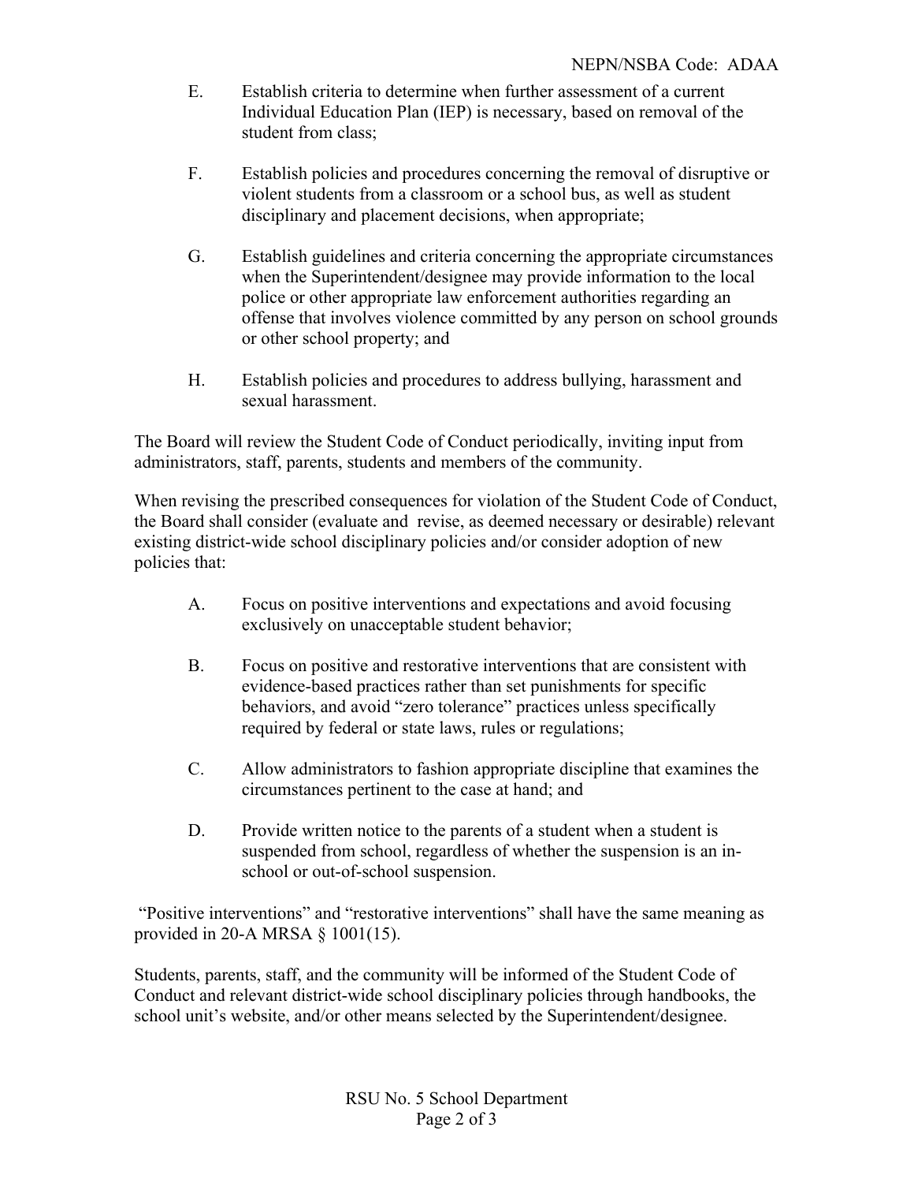E. Establish criteria to determine when further assessment of a current Individual Education Plan (IEP) is necessary, based on removal of the student from class;

F. Establish policies and procedures concerning the removal of disruptive or violent students from a classroom or a school bus, as well as student disciplinary and placement decisions, when appropriate;

G. Establish guidelines and criteria concerning the appropriate circumstances when the Superintendent/designee may provide information to the local police or other appropriate law enforcement authorities regarding an offense that involves violence committed by any person on school grounds or other school property; and

H. Establish policies and procedures to address bullying, harassment and sexual harassment.

The Board will review the Student Code of Conduct periodically, inviting input from administrators, staff, parents, students and members of the community.

When revising the prescribed consequences for violation of the Student Code of Conduct, the Board shall consider (evaluate and revise, as deemed necessary or desirable) relevant existing district-wide school disciplinary policies and/or consider adoption of new policies that:

A. Focus on positive interventions and expectations and avoid focusing exclusively on unacceptable student behavior;

B. Focus on positive and restorative interventions that are consistent with evidence-based practices rather than set punishments for specific behaviors, and avoid "zero tolerance" practices unless specifically required by federal or state laws, rules or regulations;

C. Allow administrators to fashion appropriate discipline that examines the circumstances pertinent to the case at hand; and

D. Provide written notice to the parents of a student when a student is suspended from school, regardless of whether the suspension is an in-school or out-of-school suspension.

"Positive interventions" and "restorative interventions" shall have the same meaning as provided in 20-A MRSA § 1001(15).

Students, parents, staff, and the community will be informed of the Student Code of Conduct and relevant district-wide school disciplinary policies through handbooks, the school unit's website, and/or other means selected by the Superintendent/designee.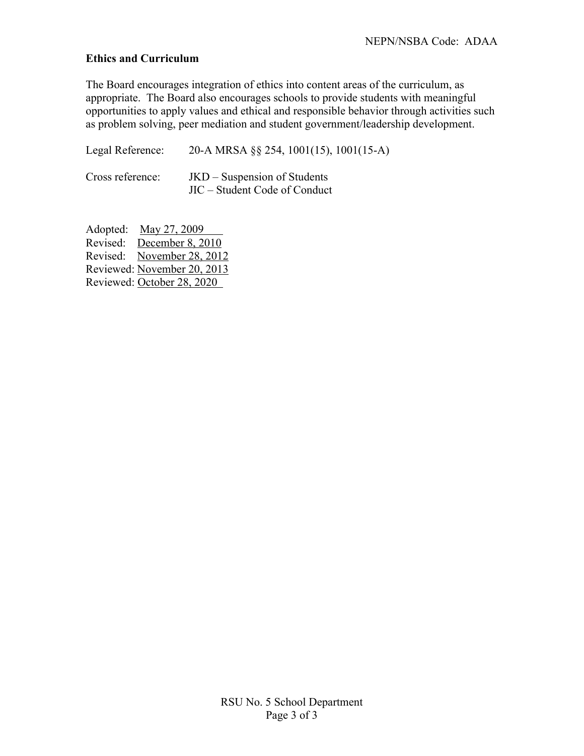NEPN/NSBA Code: ADAA

## Ethics and Curriculum

The Board encourages integration of ethics into content areas of the curriculum, as appropriate. The Board also encourages schools to provide students with meaningful opportunities to apply values and ethical and responsible behavior through activities such as problem solving, peer mediation and student government/leadership development.

Legal Reference: 20-A MRSA §§ 254, 1001(15), 1001(15-A)

Cross reference: JKD – Suspension of Students
JIC – Student Code of Conduct

Adopted: May 27, 2009
Revised: December 8, 2010
Revised: November 28, 2012
Reviewed: November 20, 2013
Reviewed: October 28, 2020

RSU No. 5 School Department